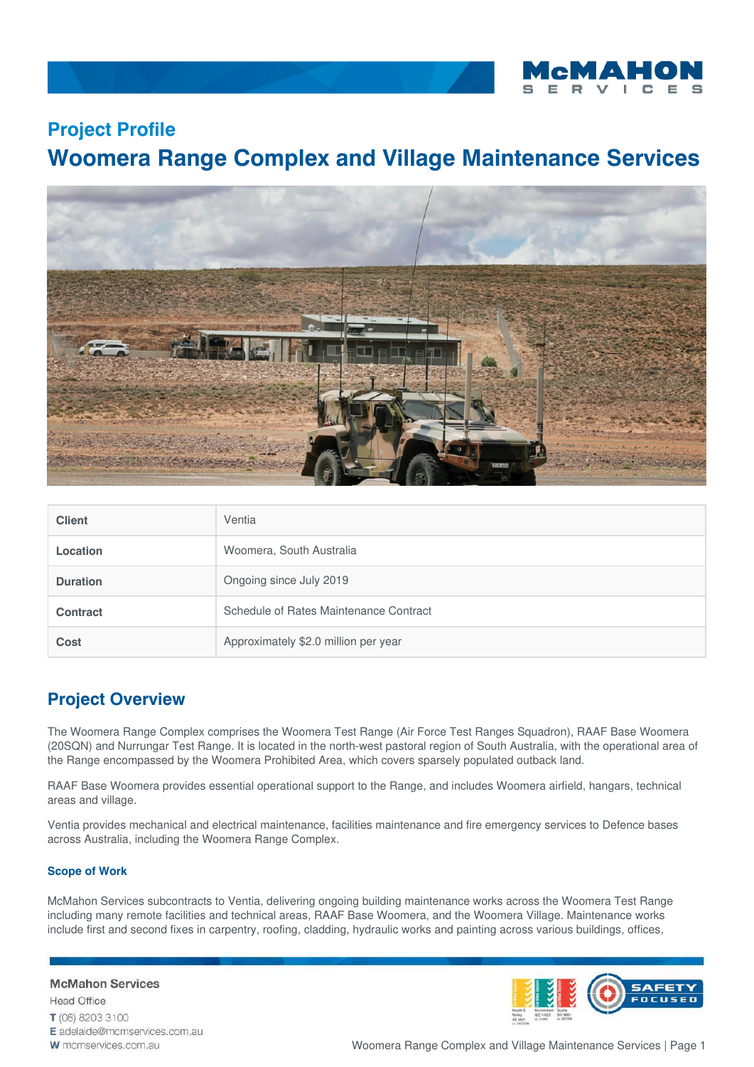## Project Profile

# Woomera Range Complex and Village Maintenance Services

| | |
|---|---|
| **Client** | Ventia |
| **Location** | Woomera, South Australia |
| **Duration** | Ongoing since July 2019 |
| **Contract** | Schedule of Rates Maintenance Contract |
| **Cost** | Approximately $2.0 million per year |

## Project Overview

The Woomera Range Complex comprises the Woomera Test Range (Air Force Test Ranges Squadron), RAAF Base Woomera (20SQN) and Nurrungar Test Range. It is located in the north-west pastoral region of South Australia, with the operational area of the Range encompassed by the Woomera Prohibited Area, which covers sparsely populated outback land.

RAAF Base Woomera provides essential operational support to the Range, and includes Woomera airfield, hangars, technical areas and village.

Ventia provides mechanical and electrical maintenance, facilities maintenance and fire emergency services to Defence bases across Australia, including the Woomera Range Complex.

### Scope of Work

McMahon Services subcontracts to Ventia, delivering ongoing building maintenance works across the Woomera Test Range including many remote facilities and technical areas, RAAF Base Woomera, and the Woomera Village. Maintenance works include first and second fixes in carpentry, roofing, cladding, hydraulic works and painting across various buildings, offices,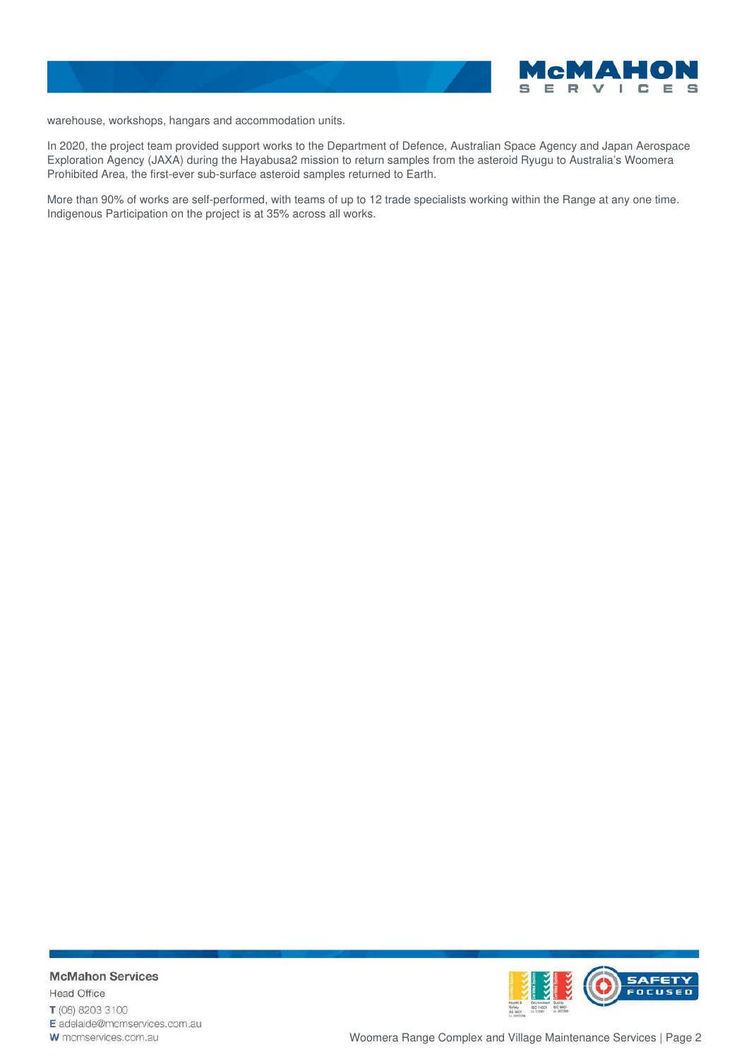warehouse, workshops, hangars and accommodation units.

In 2020, the project team provided support works to the Department of Defence, Australian Space Agency and Japan Aerospace Exploration Agency (JAXA) during the Hayabusa2 mission to return samples from the asteroid Ryugu to Australia's Woomera Prohibited Area, the first-ever sub-surface asteroid samples returned to Earth.

More than 90% of works are self-performed, with teams of up to 12 trade specialists working within the Range at any one time. Indigenous Participation on the project is at 35% across all works.